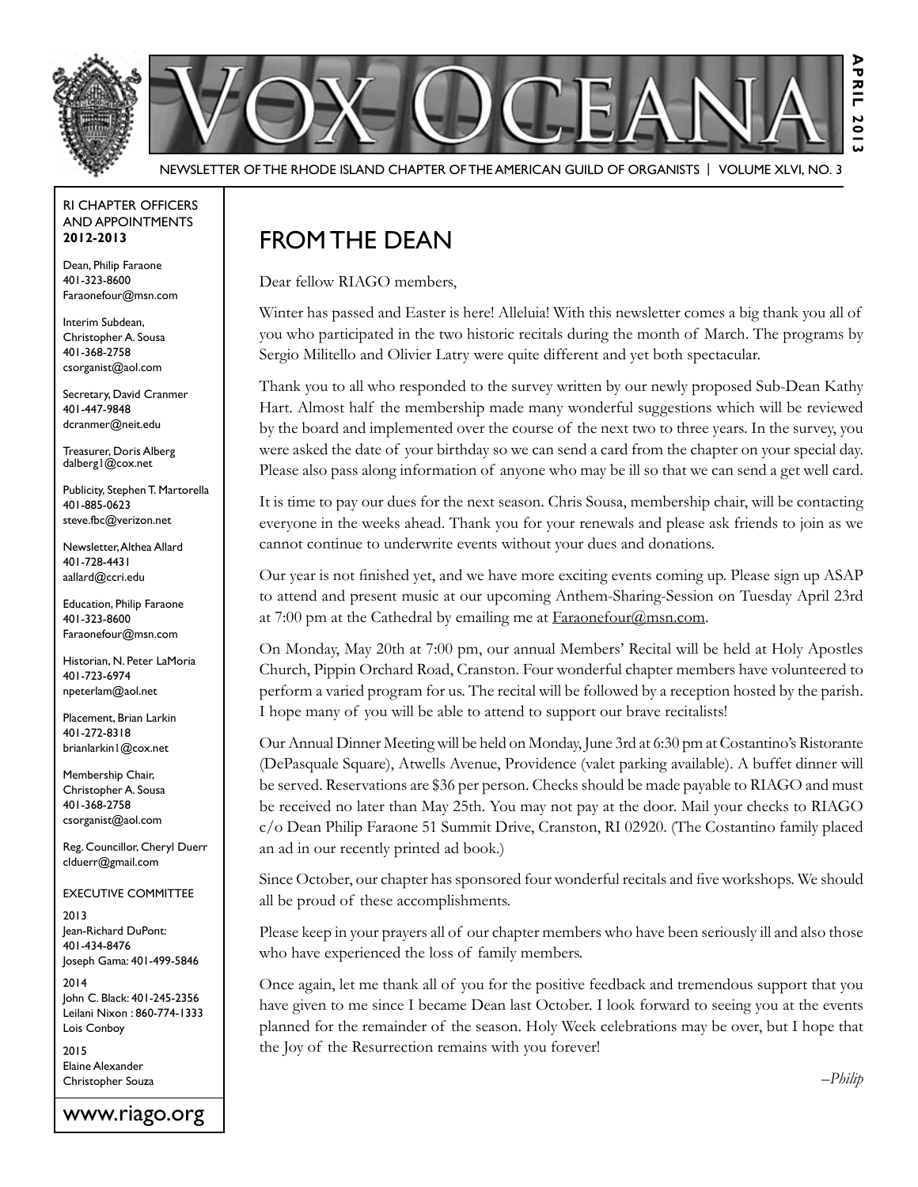# VOX OCEANA

NEWSLETTER OF THE RHODE ISLAND CHAPTER OF THE AMERICAN GUILD OF ORGANISTS | VOLUME XLVI, NO. 3

APRIL 2013

RI CHAPTER OFFICERS AND APPOINTMENTS **2012-2013**

Dean, Philip Faraone
401-323-8600
Faraonefour@msn.com

Interim Subdean, Christopher A. Sousa
401-368-2758
csorganist@aol.com

Secretary, David Cranmer
401-447-9848
dcranmer@neit.edu

Treasurer, Doris Alberg
dalberg1@cox.net

Publicity, Stephen T. Martorella
401-885-0623
steve.fbc@verizon.net

Newsletter, Althea Allard
401-728-4431
aallard@ccri.edu

Education, Philip Faraone
401-323-8600
Faraonefour@msn.com

Historian, N. Peter LaMoria
401-723-6974
npeterlam@aol.net

Placement, Brian Larkin
401-272-8318
brianlarkin1@cox.net

Membership Chair, Christopher A. Sousa
401-368-2758
csorganist@aol.com

Reg. Councillor, Cheryl Duerr
clduerr@gmail.com

EXECUTIVE COMMITTEE

2013
Jean-Richard DuPont: 401-434-8476
Joseph Gama: 401-499-5846

2014
John C. Black: 401-245-2356
Leilani Nixon : 860-774-1333
Lois Conboy

2015
Elaine Alexander
Christopher Souza

www.riago.org

## FROM THE DEAN

Dear fellow RIAGO members,

Winter has passed and Easter is here! Alleluia! With this newsletter comes a big thank you all of you who participated in the two historic recitals during the month of March. The programs by Sergio Militello and Olivier Latry were quite different and yet both spectacular.

Thank you to all who responded to the survey written by our newly proposed Sub-Dean Kathy Hart. Almost half the membership made many wonderful suggestions which will be reviewed by the board and implemented over the course of the next two to three years. In the survey, you were asked the date of your birthday so we can send a card from the chapter on your special day. Please also pass along information of anyone who may be ill so that we can send a get well card.

It is time to pay our dues for the next season. Chris Sousa, membership chair, will be contacting everyone in the weeks ahead. Thank you for your renewals and please ask friends to join as we cannot continue to underwrite events without your dues and donations.

Our year is not finished yet, and we have more exciting events coming up. Please sign up ASAP to attend and present music at our upcoming Anthem-Sharing-Session on Tuesday April 23rd at 7:00 pm at the Cathedral by emailing me at Faraonefour@msn.com.

On Monday, May 20th at 7:00 pm, our annual Members' Recital will be held at Holy Apostles Church, Pippin Orchard Road, Cranston. Four wonderful chapter members have volunteered to perform a varied program for us. The recital will be followed by a reception hosted by the parish. I hope many of you will be able to attend to support our brave recitalists!

Our Annual Dinner Meeting will be held on Monday, June 3rd at 6:30 pm at Costantino's Ristorante (DePasquale Square), Atwells Avenue, Providence (valet parking available). A buffet dinner will be served. Reservations are $36 per person. Checks should be made payable to RIAGO and must be received no later than May 25th. You may not pay at the door. Mail your checks to RIAGO c/o Dean Philip Faraone 51 Summit Drive, Cranston, RI 02920. (The Costantino family placed an ad in our recently printed ad book.)

Since October, our chapter has sponsored four wonderful recitals and five workshops. We should all be proud of these accomplishments.

Please keep in your prayers all of our chapter members who have been seriously ill and also those who have experienced the loss of family members.

Once again, let me thank all of you for the positive feedback and tremendous support that you have given to me since I became Dean last October. I look forward to seeing you at the events planned for the remainder of the season. Holy Week celebrations may be over, but I hope that the Joy of the Resurrection remains with you forever!

*–Philip*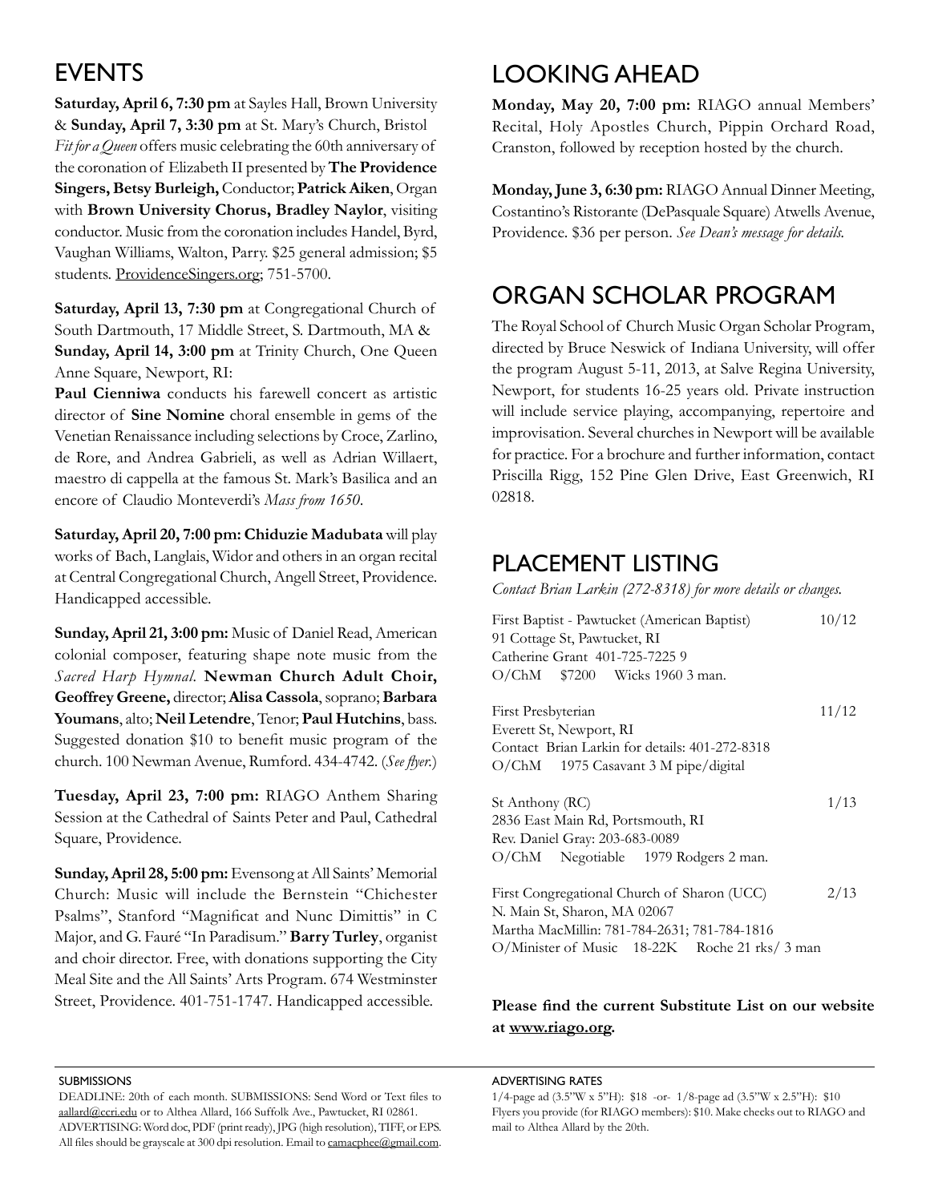## EVENTS

**Saturday, April 6, 7:30 pm** at Sayles Hall, Brown University & **Sunday, April 7, 3:30 pm** at St. Mary's Church, Bristol *Fit for a Queen* offers music celebrating the 60th anniversary of the coronation of Elizabeth II presented by **The Providence Singers, Betsy Burleigh,** Conductor; **Patrick Aiken**, Organ with **Brown University Chorus, Bradley Naylor**, visiting conductor. Music from the coronation includes Handel, Byrd, Vaughan Williams, Walton, Parry. $25 general admission; $5 students. ProvidenceSingers.org; 751-5700.

**Saturday, April 13, 7:30 pm** at Congregational Church of South Dartmouth, 17 Middle Street, S. Dartmouth, MA & **Sunday, April 14, 3:00 pm** at Trinity Church, One Queen Anne Square, Newport, RI:

**Paul Cienniwa** conducts his farewell concert as artistic director of **Sine Nomine** choral ensemble in gems of the Venetian Renaissance including selections by Croce, Zarlino, de Rore, and Andrea Gabrieli, as well as Adrian Willaert, maestro di cappella at the famous St. Mark's Basilica and an encore of Claudio Monteverdi's *Mass from 1650*.

**Saturday, April 20, 7:00 pm: Chiduzie Madubata** will play works of Bach, Langlais, Widor and others in an organ recital at Central Congregational Church, Angell Street, Providence. Handicapped accessible.

**Sunday, April 21, 3:00 pm:** Music of Daniel Read, American colonial composer, featuring shape note music from the *Sacred Harp Hymnal*. **Newman Church Adult Choir, Geoffrey Greene,** director; **Alisa Cassola**, soprano; **Barbara Youmans**, alto; **Neil Letendre**, Tenor; **Paul Hutchins**, bass. Suggested donation $10 to benefit music program of the church. 100 Newman Avenue, Rumford. 434-4742. (*See flyer.*)

**Tuesday, April 23, 7:00 pm:** RIAGO Anthem Sharing Session at the Cathedral of Saints Peter and Paul, Cathedral Square, Providence.

**Sunday, April 28, 5:00 pm:** Evensong at All Saints' Memorial Church: Music will include the Bernstein "Chichester Psalms", Stanford "Magnificat and Nunc Dimittis" in C Major, and G. Fauré "In Paradisum." **Barry Turley**, organist and choir director. Free, with donations supporting the City Meal Site and the All Saints' Arts Program. 674 Westminster Street, Providence. 401-751-1747. Handicapped accessible.

## LOOKING AHEAD

**Monday, May 20, 7:00 pm:** RIAGO annual Members' Recital, Holy Apostles Church, Pippin Orchard Road, Cranston, followed by reception hosted by the church.

**Monday, June 3, 6:30 pm:** RIAGO Annual Dinner Meeting, Costantino's Ristorante (DePasquale Square) Atwells Avenue, Providence. $36 per person. *See Dean's message for details.*

## ORGAN SCHOLAR PROGRAM

The Royal School of Church Music Organ Scholar Program, directed by Bruce Neswick of Indiana University, will offer the program August 5-11, 2013, at Salve Regina University, Newport, for students 16-25 years old. Private instruction will include service playing, accompanying, repertoire and improvisation. Several churches in Newport will be available for practice. For a brochure and further information, contact Priscilla Rigg, 152 Pine Glen Drive, East Greenwich, RI 02818.

## PLACEMENT LISTING

*Contact Brian Larkin (272-8318) for more details or changes.*

First Baptist - Pawtucket (American Baptist) — 10/12
91 Cottage St, Pawtucket, RI
Catherine Grant 401-725-7225 9
O/ChM $7200 Wicks 1960 3 man.

First Presbyterian — 11/12
Everett St, Newport, RI
Contact Brian Larkin for details: 401-272-8318
O/ChM 1975 Casavant 3 M pipe/digital

St Anthony (RC) — 1/13
2836 East Main Rd, Portsmouth, RI
Rev. Daniel Gray: 203-683-0089
O/ChM Negotiable 1979 Rodgers 2 man.

First Congregational Church of Sharon (UCC) — 2/13
N. Main St, Sharon, MA 02067
Martha MacMillin: 781-784-2631; 781-784-1816
O/Minister of Music 18-22K Roche 21 rks/ 3 man

**Please find the current Substitute List on our website at www.riago.org.**

---

SUBMISSIONS

DEADLINE: 20th of each month. SUBMISSIONS: Send Word or Text files to aallard@ccri.edu or to Althea Allard, 166 Suffolk Ave., Pawtucket, RI 02861. ADVERTISING: Word doc, PDF (print ready), JPG (high resolution), TIFF, or EPS. All files should be grayscale at 300 dpi resolution. Email to camacphee@gmail.com.

ADVERTISING RATES

1/4-page ad (3.5"W x 5"H): $18 -or- 1/8-page ad (3.5"W x 2.5"H): $10
Flyers you provide (for RIAGO members): $10. Make checks out to RIAGO and mail to Althea Allard by the 20th.